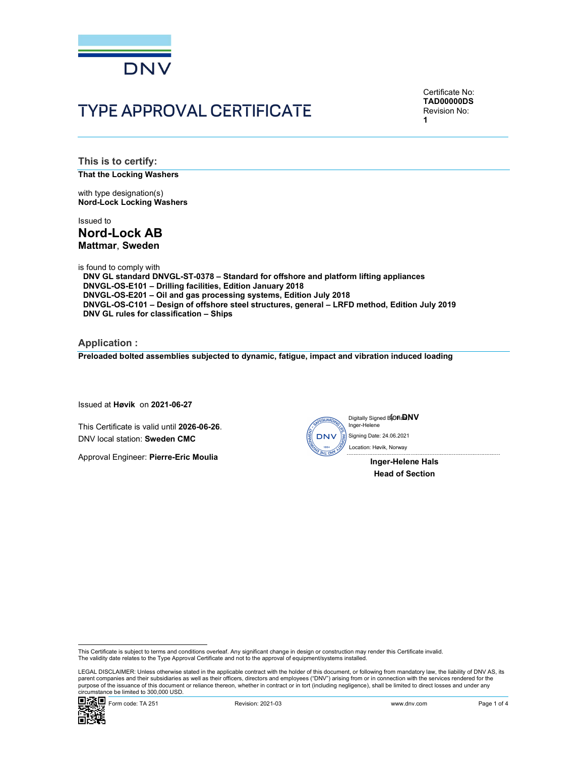# TYPE APPROVAL CERTIFICATE

Certificate No:
**TAD00000DS**
Revision No:
**1**

## This is to certify:

**That the Locking Washers**

with type designation(s)
**Nord-Lock Locking Washers**

Issued to
## Nord-Lock AB
**Mattmar**, **Sweden**

is found to comply with
**DNV GL standard DNVGL-ST-0378 – Standard for offshore and platform lifting appliances**
**DNVGL-OS-E101 – Drilling facilities, Edition January 2018**
**DNVGL-OS-E201 – Oil and gas processing systems, Edition July 2018**
**DNVGL-OS-C101 – Design of offshore steel structures, general – LRFD method, Edition July 2019**
**DNV GL rules for classification – Ships**

## Application :

**Preloaded bolted assemblies subjected to dynamic, fatigue, impact and vibration induced loading**

Issued at **Høvik** on **2021-06-27**

This Certificate is valid until **2026-06-26**.
DNV local station: **Sweden CMC**

Approval Engineer: **Pierre-Eric Moulia**

for **DNV**

Digitally Signed By: Hals, Inger-Helene
Signing Date: 24.06.2021
Location: Høvik, Norway

**Inger-Helene Hals**
**Head of Section**

This Certificate is subject to terms and conditions overleaf. Any significant change in design or construction may render this Certificate invalid.
The validity date relates to the Type Approval Certificate and not to the approval of equipment/systems installed.

LEGAL DISCLAIMER: Unless otherwise stated in the applicable contract with the holder of this document, or following from mandatory law, the liability of DNV AS, its parent companies and their subsidiaries as well as their officers, directors and employees ("DNV") arising from or in connection with the services rendered for the purpose of the issuance of this document or reliance thereon, whether in contract or in tort (including negligence), shall be limited to direct losses and under any circumstance be limited to 300,000 USD.

Form code: TA 251 Revision: 2021-03 www.dnv.com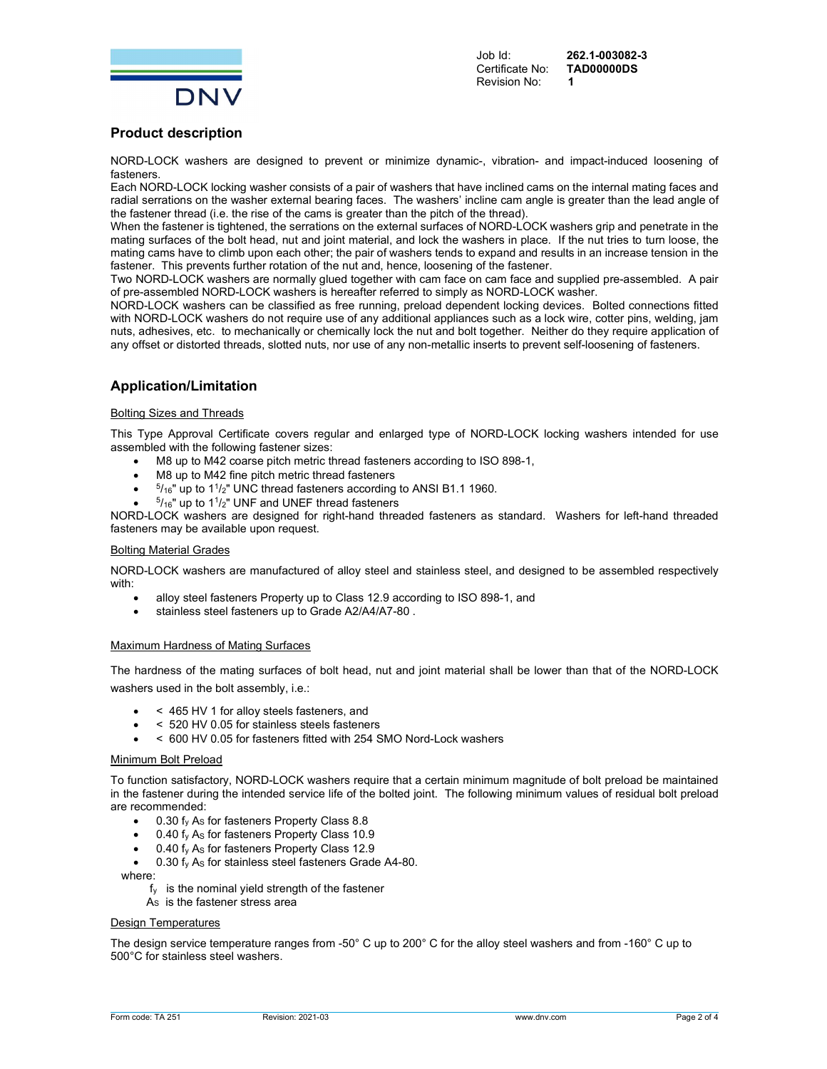## Product description

NORD-LOCK washers are designed to prevent or minimize dynamic-, vibration- and impact-induced loosening of fasteners.

Each NORD-LOCK locking washer consists of a pair of washers that have inclined cams on the internal mating faces and radial serrations on the washer external bearing faces. The washers' incline cam angle is greater than the lead angle of the fastener thread (i.e. the rise of the cams is greater than the pitch of the thread).

When the fastener is tightened, the serrations on the external surfaces of NORD-LOCK washers grip and penetrate in the mating surfaces of the bolt head, nut and joint material, and lock the washers in place. If the nut tries to turn loose, the mating cams have to climb upon each other; the pair of washers tends to expand and results in an increase tension in the fastener. This prevents further rotation of the nut and, hence, loosening of the fastener.

Two NORD-LOCK washers are normally glued together with cam face on cam face and supplied pre-assembled. A pair of pre-assembled NORD-LOCK washers is hereafter referred to simply as NORD-LOCK washer.

NORD-LOCK washers can be classified as free running, preload dependent locking devices. Bolted connections fitted with NORD-LOCK washers do not require use of any additional appliances such as a lock wire, cotter pins, welding, jam nuts, adhesives, etc. to mechanically or chemically lock the nut and bolt together. Neither do they require application of any offset or distorted threads, slotted nuts, nor use of any non-metallic inserts to prevent self-loosening of fasteners.

## Application/Limitation

Bolting Sizes and Threads

This Type Approval Certificate covers regular and enlarged type of NORD-LOCK locking washers intended for use assembled with the following fastener sizes:

- M8 up to M42 coarse pitch metric thread fasteners according to ISO 898-1,
- M8 up to M42 fine pitch metric thread fasteners
- $^{5}/_{16}$" up to $1^{1}/_{2}$" UNC thread fasteners according to ANSI B1.1 1960.
- $^{5}/_{16}$" up to $1^{1}/_{2}$" UNF and UNEF thread fasteners

NORD-LOCK washers are designed for right-hand threaded fasteners as standard. Washers for left-hand threaded fasteners may be available upon request.

Bolting Material Grades

NORD-LOCK washers are manufactured of alloy steel and stainless steel, and designed to be assembled respectively with:

- alloy steel fasteners Property up to Class 12.9 according to ISO 898-1, and
- stainless steel fasteners up to Grade A2/A4/A7-80 .

Maximum Hardness of Mating Surfaces

The hardness of the mating surfaces of bolt head, nut and joint material shall be lower than that of the NORD-LOCK washers used in the bolt assembly, i.e.:

- < 465 HV 1 for alloy steels fasteners, and
- < 520 HV 0.05 for stainless steels fasteners
- < 600 HV 0.05 for fasteners fitted with 254 SMO Nord-Lock washers

Minimum Bolt Preload

To function satisfactory, NORD-LOCK washers require that a certain minimum magnitude of bolt preload be maintained in the fastener during the intended service life of the bolted joint. The following minimum values of residual bolt preload are recommended:

- 0.30 $f_y$ $A_S$ for fasteners Property Class 8.8
- 0.40 $f_y$ $A_S$ for fasteners Property Class 10.9
- 0.40 $f_y$ $A_S$ for fasteners Property Class 12.9
- 0.30 $f_y$ $A_S$ for stainless steel fasteners Grade A4-80.

where:

$f_y$ is the nominal yield strength of the fastener

$A_S$ is the fastener stress area

Design Temperatures

The design service temperature ranges from -50° C up to 200° C for the alloy steel washers and from -160° C up to 500°C for stainless steel washers.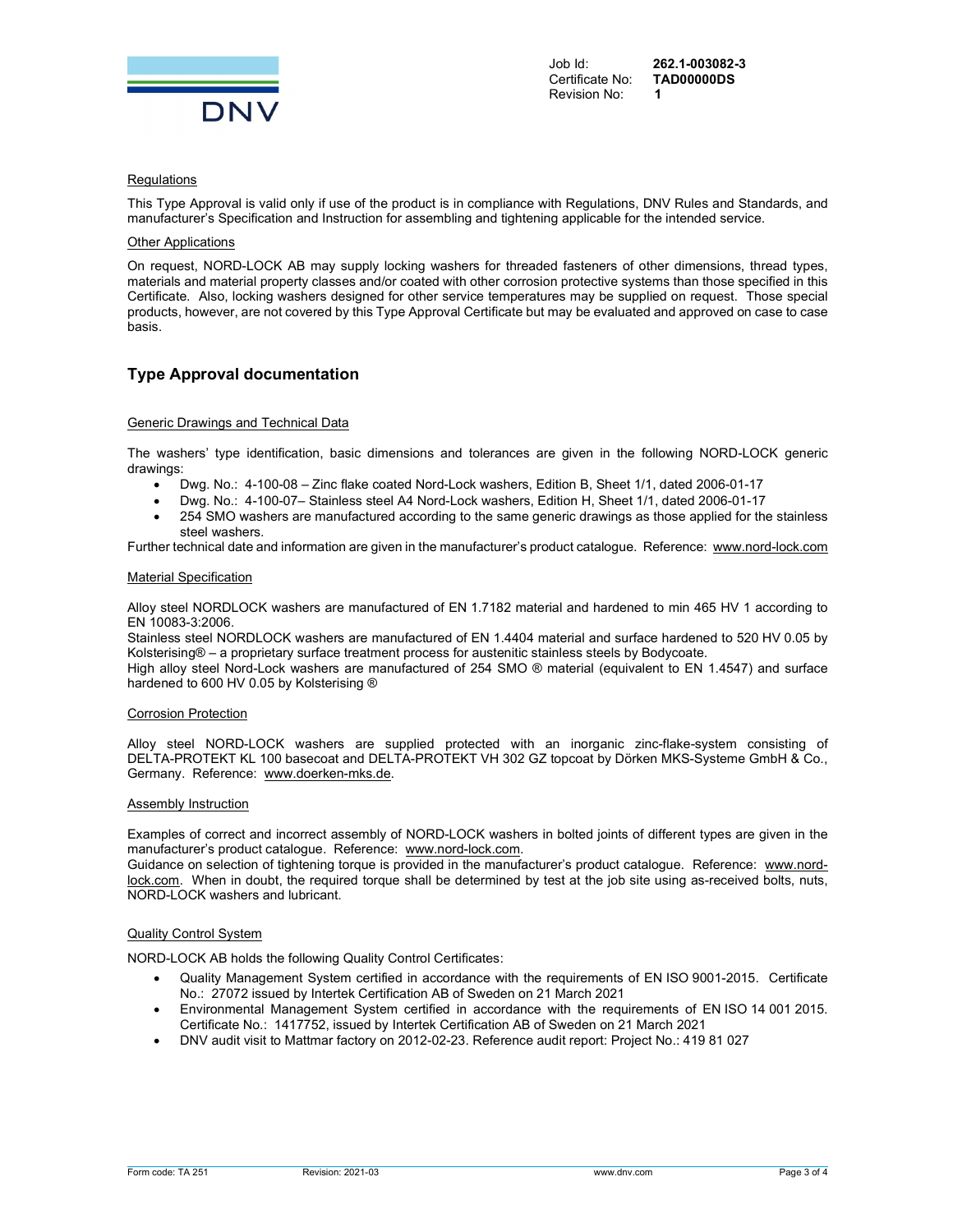Job Id: **262.1-003082-3**
Certificate No: **TAD00000DS**
Revision No: **1**

Regulations

This Type Approval is valid only if use of the product is in compliance with Regulations, DNV Rules and Standards, and manufacturer's Specification and Instruction for assembling and tightening applicable for the intended service.

Other Applications

On request, NORD-LOCK AB may supply locking washers for threaded fasteners of other dimensions, thread types, materials and material property classes and/or coated with other corrosion protective systems than those specified in this Certificate. Also, locking washers designed for other service temperatures may be supplied on request. Those special products, however, are not covered by this Type Approval Certificate but may be evaluated and approved on case to case basis.

## Type Approval documentation

Generic Drawings and Technical Data

The washers' type identification, basic dimensions and tolerances are given in the following NORD-LOCK generic drawings:

- Dwg. No.: 4-100-08 – Zinc flake coated Nord-Lock washers, Edition B, Sheet 1/1, dated 2006-01-17
- Dwg. No.: 4-100-07– Stainless steel A4 Nord-Lock washers, Edition H, Sheet 1/1, dated 2006-01-17
- 254 SMO washers are manufactured according to the same generic drawings as those applied for the stainless steel washers.

Further technical date and information are given in the manufacturer's product catalogue. Reference: www.nord-lock.com

Material Specification

Alloy steel NORDLOCK washers are manufactured of EN 1.7182 material and hardened to min 465 HV 1 according to EN 10083-3:2006.
Stainless steel NORDLOCK washers are manufactured of EN 1.4404 material and surface hardened to 520 HV 0.05 by Kolsterising® – a proprietary surface treatment process for austenitic stainless steels by Bodycoate.
High alloy steel Nord-Lock washers are manufactured of 254 SMO ® material (equivalent to EN 1.4547) and surface hardened to 600 HV 0.05 by Kolsterising ®

Corrosion Protection

Alloy steel NORD-LOCK washers are supplied protected with an inorganic zinc-flake-system consisting of DELTA-PROTEKT KL 100 basecoat and DELTA-PROTEKT VH 302 GZ topcoat by Dörken MKS-Systeme GmbH & Co., Germany. Reference: www.doerken-mks.de.

Assembly Instruction

Examples of correct and incorrect assembly of NORD-LOCK washers in bolted joints of different types are given in the manufacturer's product catalogue. Reference: www.nord-lock.com.
Guidance on selection of tightening torque is provided in the manufacturer's product catalogue. Reference: www.nord-lock.com. When in doubt, the required torque shall be determined by test at the job site using as-received bolts, nuts, NORD-LOCK washers and lubricant.

Quality Control System

NORD-LOCK AB holds the following Quality Control Certificates:

- Quality Management System certified in accordance with the requirements of EN ISO 9001-2015. Certificate No.: 27072 issued by Intertek Certification AB of Sweden on 21 March 2021
- Environmental Management System certified in accordance with the requirements of EN ISO 14 001 2015. Certificate No.: 1417752, issued by Intertek Certification AB of Sweden on 21 March 2021
- DNV audit visit to Mattmar factory on 2012-02-23. Reference audit report: Project No.: 419 81 027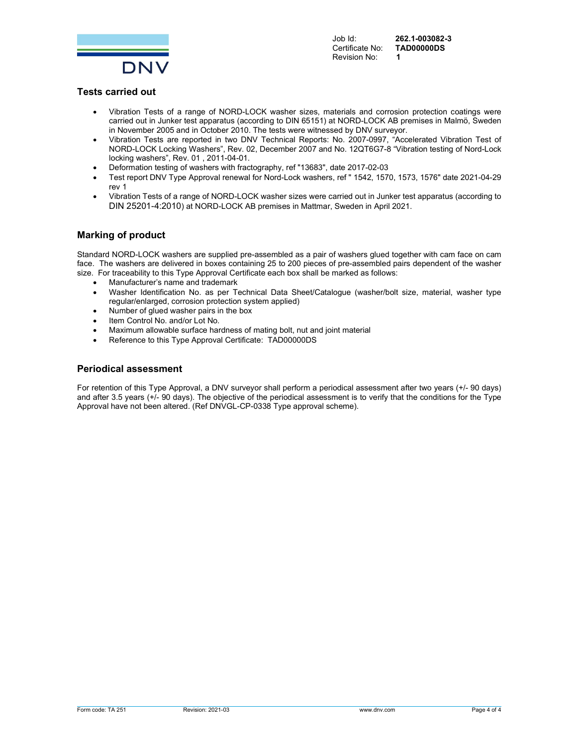Job Id: **262.1-003082-3**
Certificate No: **TAD00000DS**
Revision No: **1**

## Tests carried out

- Vibration Tests of a range of NORD-LOCK washer sizes, materials and corrosion protection coatings were carried out in Junker test apparatus (according to DIN 65151) at NORD-LOCK AB premises in Malmö, Sweden in November 2005 and in October 2010. The tests were witnessed by DNV surveyor.
- Vibration Tests are reported in two DNV Technical Reports: No. 2007-0997, "Accelerated Vibration Test of NORD-LOCK Locking Washers", Rev. 02, December 2007 and No. 12QT6G7-8 "Vibration testing of Nord-Lock locking washers", Rev. 01 , 2011-04-01.
- Deformation testing of washers with fractography, ref "13683", date 2017-02-03
- Test report DNV Type Approval renewal for Nord-Lock washers, ref " 1542, 1570, 1573, 1576" date 2021-04-29 rev 1
- Vibration Tests of a range of NORD-LOCK washer sizes were carried out in Junker test apparatus (according to DIN 25201-4:2010) at NORD-LOCK AB premises in Mattmar, Sweden in April 2021.

## Marking of product

Standard NORD-LOCK washers are supplied pre-assembled as a pair of washers glued together with cam face on cam face. The washers are delivered in boxes containing 25 to 200 pieces of pre-assembled pairs dependent of the washer size. For traceability to this Type Approval Certificate each box shall be marked as follows:

- Manufacturer's name and trademark
- Washer Identification No. as per Technical Data Sheet/Catalogue (washer/bolt size, material, washer type regular/enlarged, corrosion protection system applied)
- Number of glued washer pairs in the box
- Item Control No. and/or Lot No.
- Maximum allowable surface hardness of mating bolt, nut and joint material
- Reference to this Type Approval Certificate: TAD00000DS

## Periodical assessment

For retention of this Type Approval, a DNV surveyor shall perform a periodical assessment after two years (+/- 90 days) and after 3.5 years (+/- 90 days). The objective of the periodical assessment is to verify that the conditions for the Type Approval have not been altered. (Ref DNVGL-CP-0338 Type approval scheme).